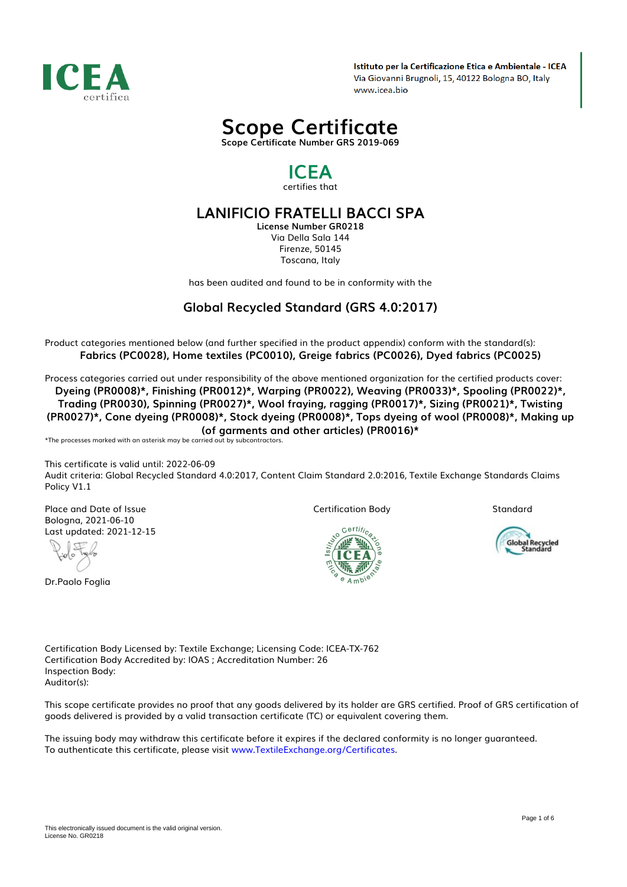ICEA
certifica

**Istituto per la Certificazione Etica e Ambientale - ICEA**
Via Giovanni Brugnoli, 15, 40122 Bologna BO, Italy
www.icea.bio

# Scope Certificate

**Scope Certificate Number GRS 2019-069**

## ICEA

certifies that

## LANIFICIO FRATELLI BACCI SPA

**License Number GR0218**
Via Della Sala 144
Firenze, 50145
Toscana, Italy

has been audited and found to be in conformity with the

### Global Recycled Standard (GRS 4.0:2017)

Product categories mentioned below (and further specified in the product appendix) conform with the standard(s):
**Fabrics (PC0028), Home textiles (PC0010), Greige fabrics (PC0026), Dyed fabrics (PC0025)**

Process categories carried out under responsibility of the above mentioned organization for the certified products cover:
**Dyeing (PR0008)*, Finishing (PR0012)*, Warping (PR0022), Weaving (PR0033)*, Spooling (PR0022)*, Trading (PR0030), Spinning (PR0027)*, Wool fraying, ragging (PR0017)*, Sizing (PR0021)*, Twisting (PR0027)*, Cone dyeing (PR0008)*, Stock dyeing (PR0008)*, Tops dyeing of wool (PR0008)*, Making up (of garments and other articles) (PR0016)***

*The processes marked with an asterisk may be carried out by subcontractors.

This certificate is valid until: 2022-06-09
Audit criteria: Global Recycled Standard 4.0:2017, Content Claim Standard 2.0:2016, Textile Exchange Standards Claims Policy V1.1

Place and Date of Issue
Bologna, 2021-06-10
Last updated: 2021-12-15

Dr.Paolo Foglia

Certification Body

Standard

Certification Body Licensed by: Textile Exchange; Licensing Code: ICEA-TX-762
Certification Body Accredited by: IOAS ; Accreditation Number: 26
Inspection Body:
Auditor(s):

This scope certificate provides no proof that any goods delivered by its holder are GRS certified. Proof of GRS certification of goods delivered is provided by a valid transaction certificate (TC) or equivalent covering them.

The issuing body may withdraw this certificate before it expires if the declared conformity is no longer guaranteed.
To authenticate this certificate, please visit www.TextileExchange.org/Certificates.

This electronically issued document is the valid original version.
License No. GR0218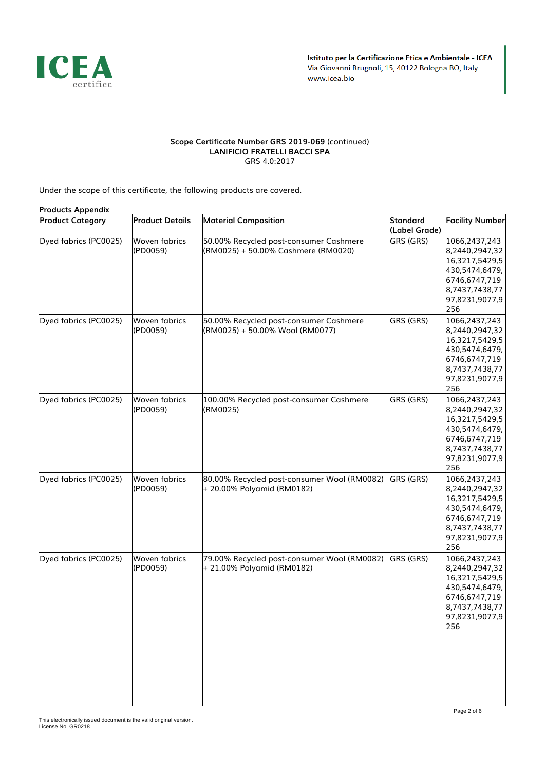**Scope Certificate Number GRS 2019-069** (continued)
**LANIFICIO FRATELLI BACCI SPA**
GRS 4.0:2017

Under the scope of this certificate, the following products are covered.

**Products Appendix**

| Product Category | Product Details | Material Composition | Standard (Label Grade) | Facility Number |
|---|---|---|---|---|
| Dyed fabrics (PC0025) | Woven fabrics (PD0059) | 50.00% Recycled post-consumer Cashmere (RM0025) + 50.00% Cashmere (RM0020) | GRS (GRS) | 1066,2437,2438,2440,2947,3216,3217,5429,5430,5474,6479,6746,6747,7198,7437,7438,7797,8231,9077,9256 |
| Dyed fabrics (PC0025) | Woven fabrics (PD0059) | 50.00% Recycled post-consumer Cashmere (RM0025) + 50.00% Wool (RM0077) | GRS (GRS) | 1066,2437,2438,2440,2947,3216,3217,5429,5430,5474,6479,6746,6747,7198,7437,7438,7797,8231,9077,9256 |
| Dyed fabrics (PC0025) | Woven fabrics (PD0059) | 100.00% Recycled post-consumer Cashmere (RM0025) | GRS (GRS) | 1066,2437,2438,2440,2947,3216,3217,5429,5430,5474,6479,6746,6747,7198,7437,7438,7797,8231,9077,9256 |
| Dyed fabrics (PC0025) | Woven fabrics (PD0059) | 80.00% Recycled post-consumer Wool (RM0082) + 20.00% Polyamid (RM0182) | GRS (GRS) | 1066,2437,2438,2440,2947,3216,3217,5429,5430,5474,6479,6746,6747,7198,7437,7438,7797,8231,9077,9256 |
| Dyed fabrics (PC0025) | Woven fabrics (PD0059) | 79.00% Recycled post-consumer Wool (RM0082) + 21.00% Polyamid (RM0182) | GRS (GRS) | 1066,2437,2438,2440,2947,3216,3217,5429,5430,5474,6479,6746,6747,7198,7437,7438,7797,8231,9077,9256 |

This electronically issued document is the valid original version.
License No. GR0218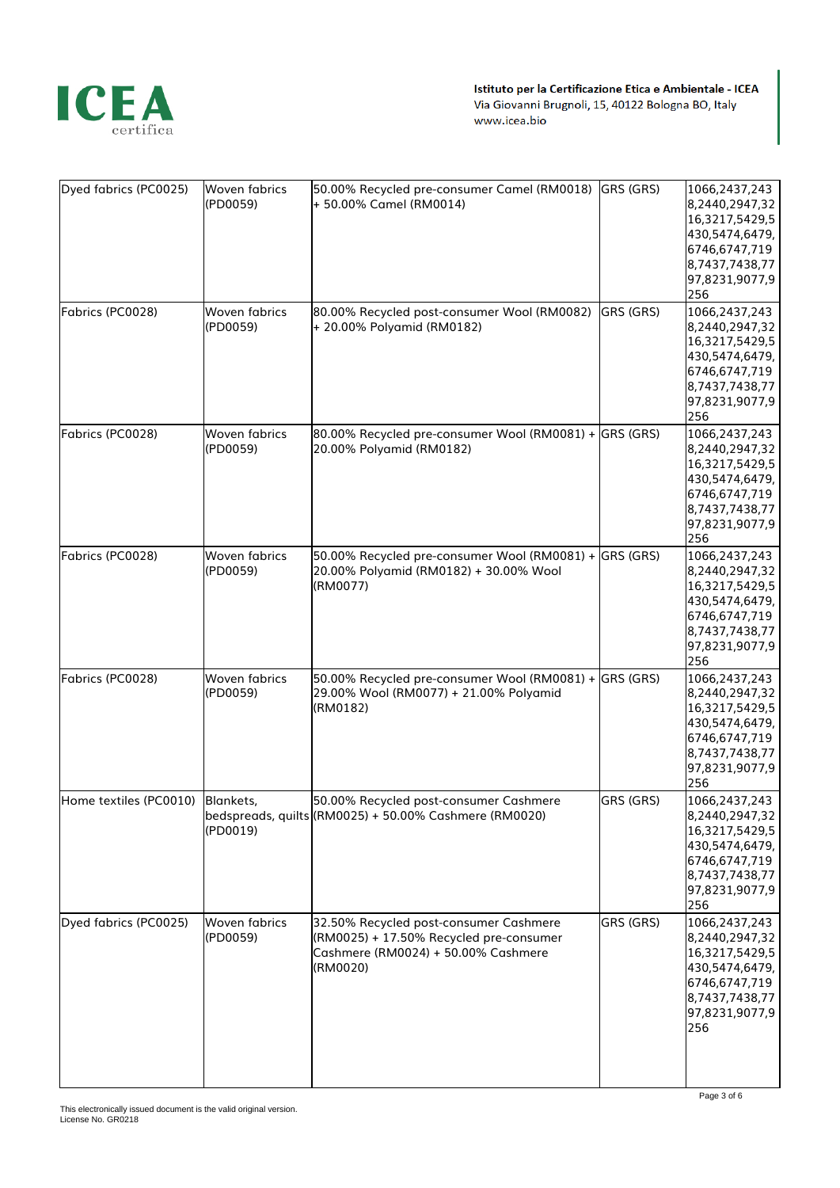| Dyed fabrics (PC0025) | Woven fabrics (PD0059) | 50.00% Recycled pre-consumer Camel (RM0018) + 50.00% Camel (RM0014) | GRS (GRS) | 1066,2437,2438,2440,2947,3216,3217,5429,5430,5474,6479,6746,6747,7198,7437,7438,7797,8231,9077,9256 |
|---|---|---|---|---|
| Fabrics (PC0028) | Woven fabrics (PD0059) | 80.00% Recycled post-consumer Wool (RM0082) + 20.00% Polyamid (RM0182) | GRS (GRS) | 1066,2437,2438,2440,2947,3216,3217,5429,5430,5474,6479,6746,6747,7198,7437,7438,7797,8231,9077,9256 |
| Fabrics (PC0028) | Woven fabrics (PD0059) | 80.00% Recycled pre-consumer Wool (RM0081) + 20.00% Polyamid (RM0182) | GRS (GRS) | 1066,2437,2438,2440,2947,3216,3217,5429,5430,5474,6479,6746,6747,7198,7437,7438,7797,8231,9077,9256 |
| Fabrics (PC0028) | Woven fabrics (PD0059) | 50.00% Recycled pre-consumer Wool (RM0081) + 20.00% Polyamid (RM0182) + 30.00% Wool (RM0077) | GRS (GRS) | 1066,2437,2438,2440,2947,3216,3217,5429,5430,5474,6479,6746,6747,7198,7437,7438,7797,8231,9077,9256 |
| Fabrics (PC0028) | Woven fabrics (PD0059) | 50.00% Recycled pre-consumer Wool (RM0081) + 29.00% Wool (RM0077) + 21.00% Polyamid (RM0182) | GRS (GRS) | 1066,2437,2438,2440,2947,3216,3217,5429,5430,5474,6479,6746,6747,7198,7437,7438,7797,8231,9077,9256 |
| Home textiles (PC0010) | Blankets, bedspreads, quilts (PD0019) | 50.00% Recycled post-consumer Cashmere (RM0025) + 50.00% Cashmere (RM0020) | GRS (GRS) | 1066,2437,2438,2440,2947,3216,3217,5429,5430,5474,6479,6746,6747,7198,7437,7438,7797,8231,9077,9256 |
| Dyed fabrics (PC0025) | Woven fabrics (PD0059) | 32.50% Recycled post-consumer Cashmere (RM0025) + 17.50% Recycled pre-consumer Cashmere (RM0024) + 50.00% Cashmere (RM0020) | GRS (GRS) | 1066,2437,2438,2440,2947,3216,3217,5429,5430,5474,6479,6746,6747,7198,7437,7438,7797,8231,9077,9256 |

This electronically issued document is the valid original version.
License No. GR0218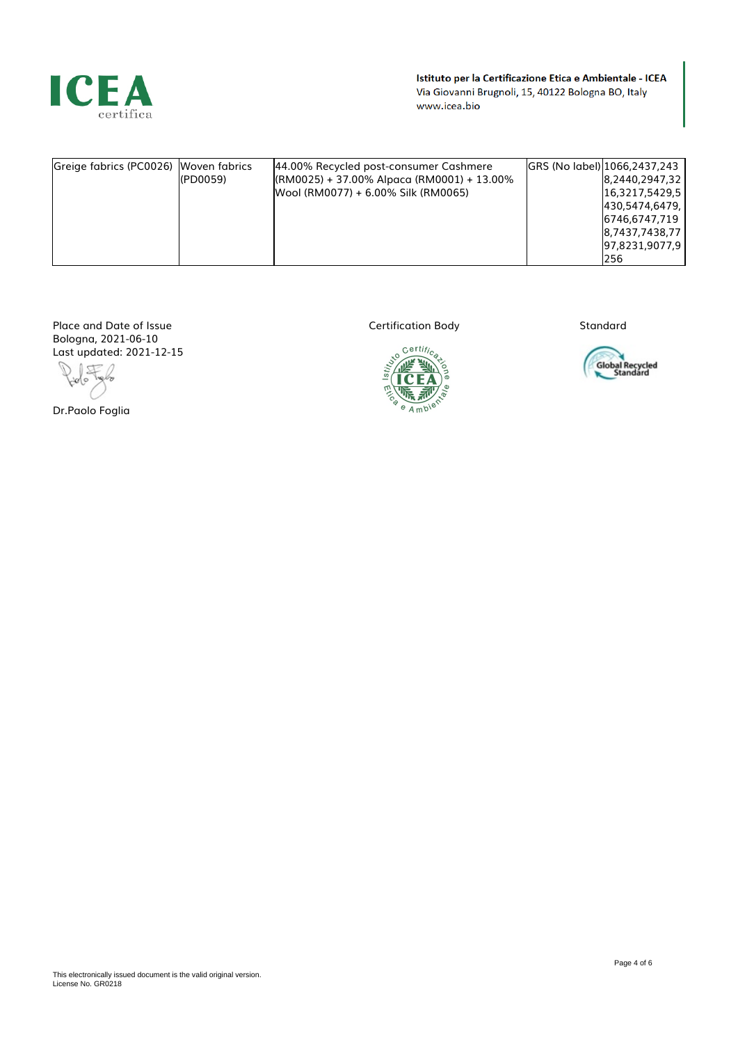Istituto per la Certificazione Etica e Ambientale - ICEA
Via Giovanni Brugnoli, 15, 40122 Bologna BO, Italy
www.icea.bio

| | | | | |
|---|---|---|---|---|
| Greige fabrics (PC0026) | Woven fabrics (PD0059) | 44.00% Recycled post-consumer Cashmere (RM0025) + 37.00% Alpaca (RM0001) + 13.00% Wool (RM0077) + 6.00% Silk (RM0065) | GRS (No label) | 1066,2437,2438,2440,2947,3216,3217,5429,5430,5474,6479,6746,6747,7198,7437,7438,7797,8231,9077,9256 |

Place and Date of Issue
Bologna, 2021-06-10
Last updated: 2021-12-15

Dr.Paolo Foglia

Certification Body

Standard

This electronically issued document is the valid original version.
License No. GR0218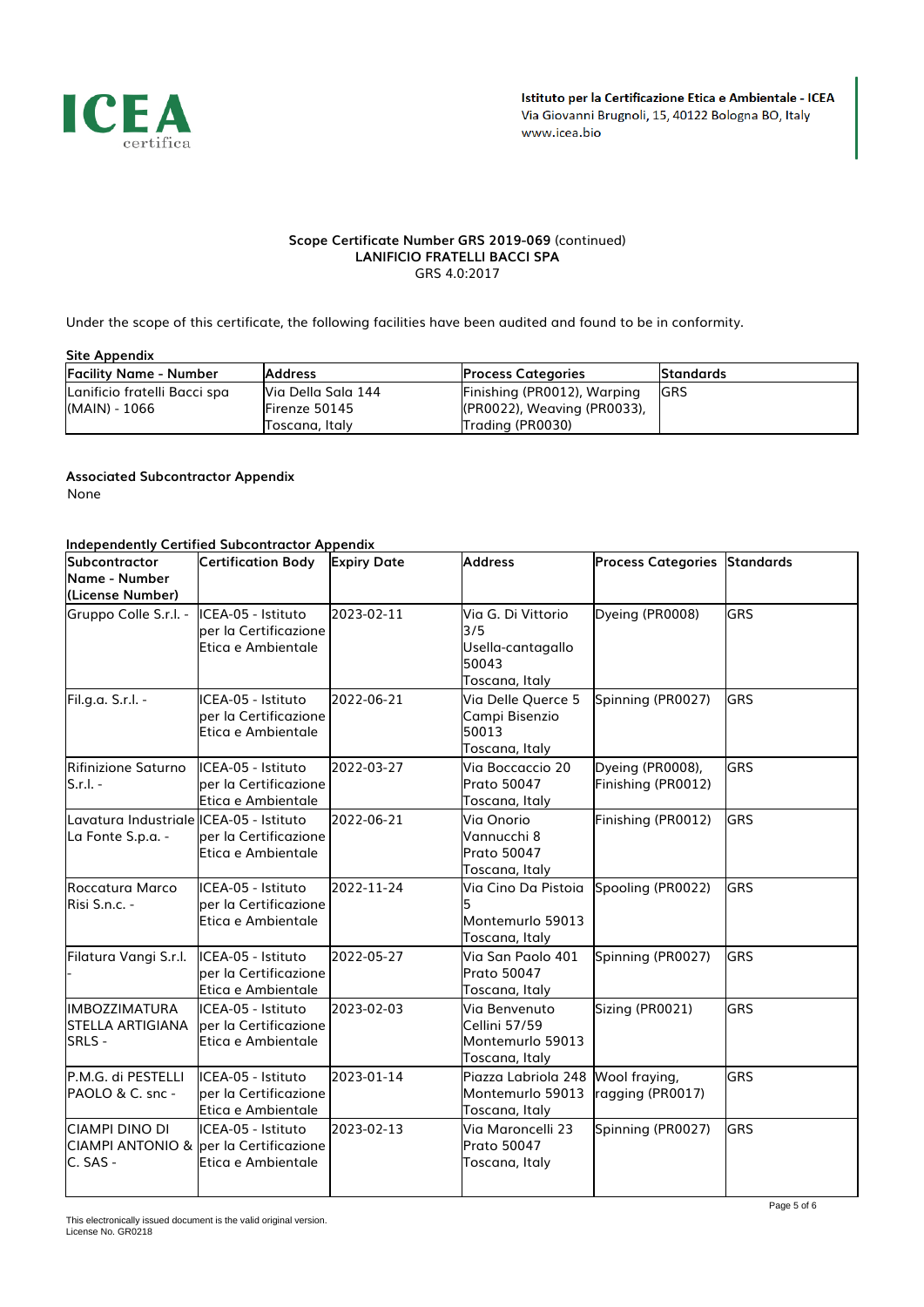**Istituto per la Certificazione Etica e Ambientale - ICEA**
Via Giovanni Brugnoli, 15, 40122 Bologna BO, Italy
www.icea.bio

**Scope Certificate Number GRS 2019-069** (continued)
**LANIFICIO FRATELLI BACCI SPA**
GRS 4.0:2017

Under the scope of this certificate, the following facilities have been audited and found to be in conformity.

**Site Appendix**

| Facility Name - Number | Address | Process Categories | Standards |
|---|---|---|---|
| Lanificio fratelli Bacci spa (MAIN) - 1066 | Via Della Sala 144 Firenze 50145 Toscana, Italy | Finishing (PR0012), Warping (PR0022), Weaving (PR0033), Trading (PR0030) | GRS |

**Associated Subcontractor Appendix**

None

**Independently Certified Subcontractor Appendix**

| Subcontractor Name - Number (License Number) | Certification Body | Expiry Date | Address | Process Categories | Standards |
|---|---|---|---|---|---|
| Gruppo Colle S.r.l. - | ICEA-05 - Istituto per la Certificazione Etica e Ambientale | 2023-02-11 | Via G. Di Vittorio 3/5 Usella-cantagallo 50043 Toscana, Italy | Dyeing (PR0008) | GRS |
| Fil.g.a. S.r.l. - | ICEA-05 - Istituto per la Certificazione Etica e Ambientale | 2022-06-21 | Via Delle Querce 5 Campi Bisenzio 50013 Toscana, Italy | Spinning (PR0027) | GRS |
| Rifinizione Saturno S.r.l. - | ICEA-05 - Istituto per la Certificazione Etica e Ambientale | 2022-03-27 | Via Boccaccio 20 Prato 50047 Toscana, Italy | Dyeing (PR0008), Finishing (PR0012) | GRS |
| Lavatura Industriale La Fonte S.p.a. - | ICEA-05 - Istituto per la Certificazione Etica e Ambientale | 2022-06-21 | Via Onorio Vannucchi 8 Prato 50047 Toscana, Italy | Finishing (PR0012) | GRS |
| Roccatura Marco Risi S.n.c. - | ICEA-05 - Istituto per la Certificazione Etica e Ambientale | 2022-11-24 | Via Cino Da Pistoia 5 Montemurlo 59013 Toscana, Italy | Spooling (PR0022) | GRS |
| Filatura Vangi S.r.l. - | ICEA-05 - Istituto per la Certificazione Etica e Ambientale | 2022-05-27 | Via San Paolo 401 Prato 50047 Toscana, Italy | Spinning (PR0027) | GRS |
| IMBOZZIMATURA STELLA ARTIGIANA SRLS - | ICEA-05 - Istituto per la Certificazione Etica e Ambientale | 2023-02-03 | Via Benvenuto Cellini 57/59 Montemurlo 59013 Toscana, Italy | Sizing (PR0021) | GRS |
| P.M.G. di PESTELLI PAOLO & C. snc - | ICEA-05 - Istituto per la Certificazione Etica e Ambientale | 2023-01-14 | Piazza Labriola 248 Montemurlo 59013 Toscana, Italy | Wool fraying, ragging (PR0017) | GRS |
| CIAMPI DINO DI CIAMPI ANTONIO & C. SAS - | ICEA-05 - Istituto per la Certificazione Etica e Ambientale | 2023-02-13 | Via Maroncelli 23 Prato 50047 Toscana, Italy | Spinning (PR0027) | GRS |

This electronically issued document is the valid original version.
License No. GR0218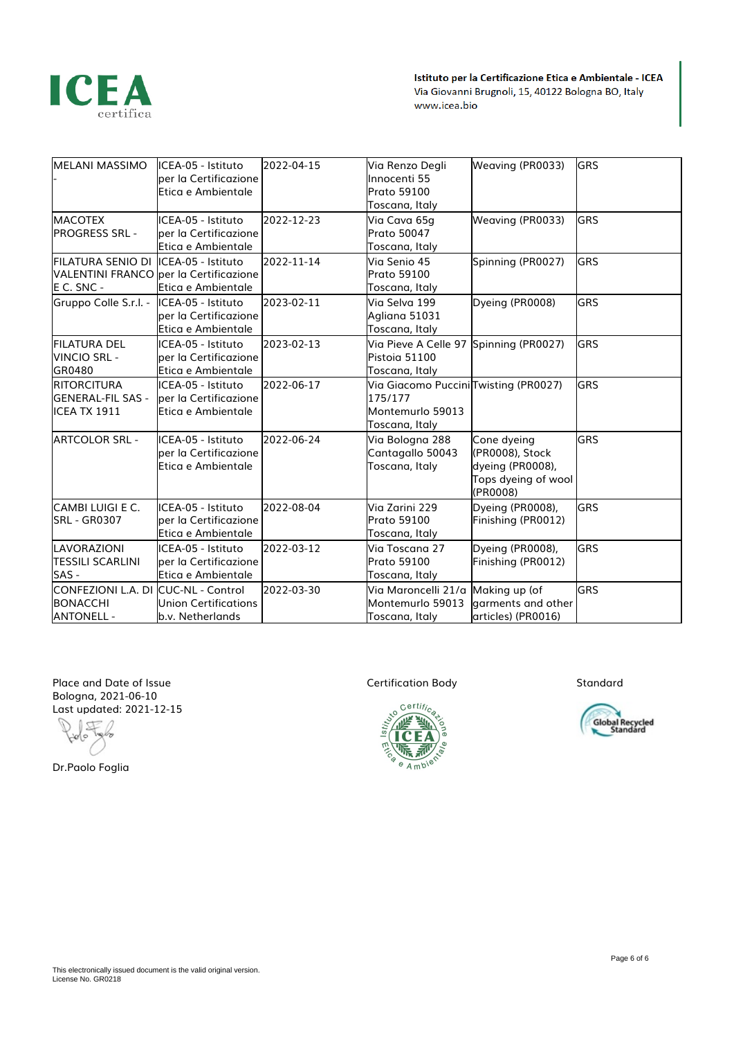**Istituto per la Certificazione Etica e Ambientale - ICEA**
Via Giovanni Brugnoli, 15, 40122 Bologna BO, Italy
www.icea.bio

| | | | | | |
|---|---|---|---|---|---|
| MELANI MASSIMO - | ICEA-05 - Istituto per la Certificazione Etica e Ambientale | 2022-04-15 | Via Renzo Degli Innocenti 55 Prato 59100 Toscana, Italy | Weaving (PR0033) | GRS |
| MACOTEX PROGRESS SRL - | ICEA-05 - Istituto per la Certificazione Etica e Ambientale | 2022-12-23 | Via Cava 65g Prato 50047 Toscana, Italy | Weaving (PR0033) | GRS |
| FILATURA SENIO DI VALENTINI FRANCO E C. SNC - | ICEA-05 - Istituto per la Certificazione Etica e Ambientale | 2022-11-14 | Via Senio 45 Prato 59100 Toscana, Italy | Spinning (PR0027) | GRS |
| Gruppo Colle S.r.l. - | ICEA-05 - Istituto per la Certificazione Etica e Ambientale | 2023-02-11 | Via Selva 199 Agliana 51031 Toscana, Italy | Dyeing (PR0008) | GRS |
| FILATURA DEL VINCIO SRL - GR0480 | ICEA-05 - Istituto per la Certificazione Etica e Ambientale | 2023-02-13 | Via Pieve A Celle 97 Pistoia 51100 Toscana, Italy | Spinning (PR0027) | GRS |
| RITORCITURA GENERAL-FIL SAS - ICEA TX 1911 | ICEA-05 - Istituto per la Certificazione Etica e Ambientale | 2022-06-17 | Via Giacomo Puccini 175/177 Montemurlo 59013 Toscana, Italy | Twisting (PR0027) | GRS |
| ARTCOLOR SRL - | ICEA-05 - Istituto per la Certificazione Etica e Ambientale | 2022-06-24 | Via Bologna 288 Cantagallo 50043 Toscana, Italy | Cone dyeing (PR0008), Stock dyeing (PR0008), Tops dyeing of wool (PR0008) | GRS |
| CAMBI LUIGI E C. SRL - GR0307 | ICEA-05 - Istituto per la Certificazione Etica e Ambientale | 2022-08-04 | Via Zarini 229 Prato 59100 Toscana, Italy | Dyeing (PR0008), Finishing (PR0012) | GRS |
| LAVORAZIONI TESSILI SCARLINI SAS - | ICEA-05 - Istituto per la Certificazione Etica e Ambientale | 2022-03-12 | Via Toscana 27 Prato 59100 Toscana, Italy | Dyeing (PR0008), Finishing (PR0012) | GRS |
| CONFEZIONI L.A. DI BONACCHI ANTONELL - | CUC-NL - Control Union Certifications b.v. Netherlands | 2022-03-30 | Via Maroncelli 21/a Montemurlo 59013 Toscana, Italy | Making up (of garments and other articles) (PR0016) | GRS |

Place and Date of Issue
Bologna, 2021-06-10
Last updated: 2021-12-15

Dr.Paolo Foglia

Certification Body

Standard

This electronically issued document is the valid original version.
License No. GR0218